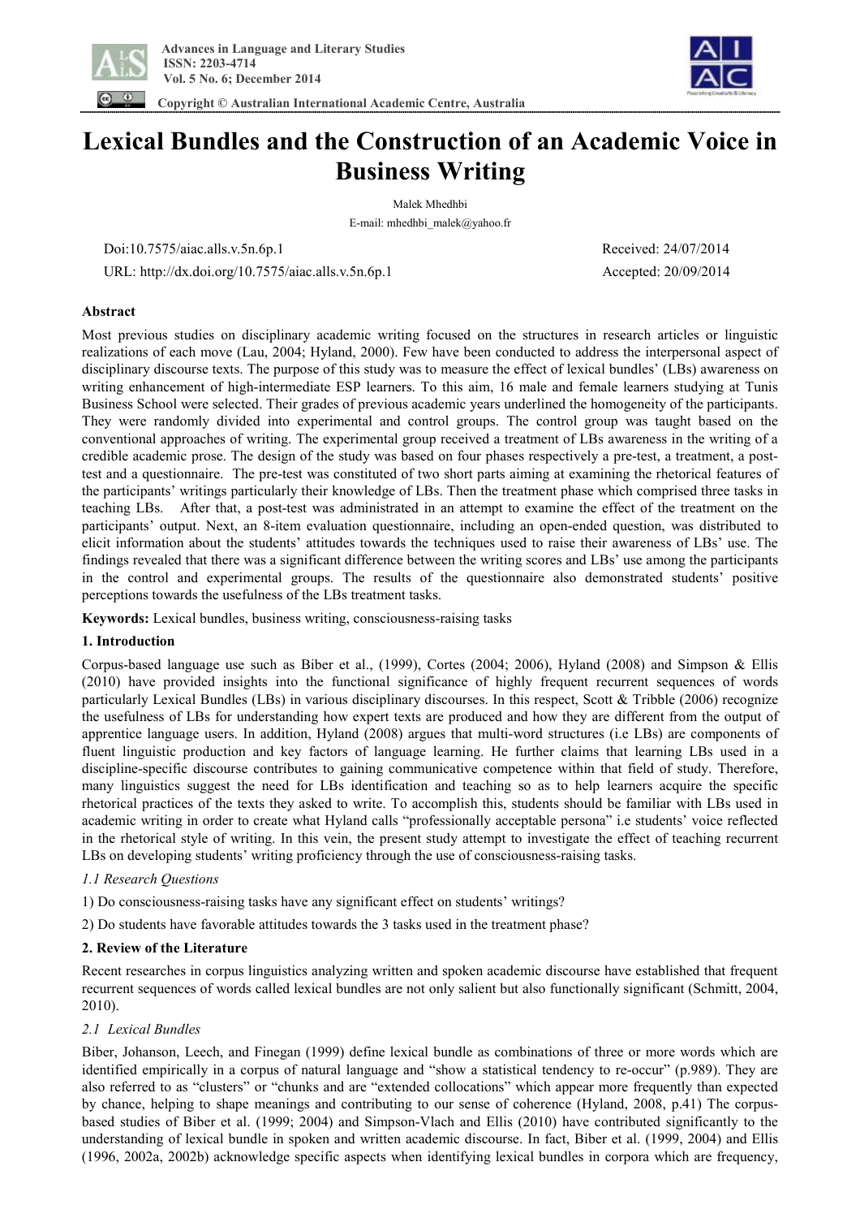# Lexical Bundles and the Construction of an Academic Voice in Business Writing

Malek Mhedhbi

E-mail: mhedhbi_malek@yahoo.fr

Doi:10.7575/aiac.alls.v.5n.6p.1 Received: 24/07/2014

URL: http://dx.doi.org/10.7575/aiac.alls.v.5n.6p.1 Accepted: 20/09/2014

### Abstract

Most previous studies on disciplinary academic writing focused on the structures in research articles or linguistic realizations of each move (Lau, 2004; Hyland, 2000). Few have been conducted to address the interpersonal aspect of disciplinary discourse texts. The purpose of this study was to measure the effect of lexical bundles' (LBs) awareness on writing enhancement of high-intermediate ESP learners. To this aim, 16 male and female learners studying at Tunis Business School were selected. Their grades of previous academic years underlined the homogeneity of the participants. They were randomly divided into experimental and control groups. The control group was taught based on the conventional approaches of writing. The experimental group received a treatment of LBs awareness in the writing of a credible academic prose. The design of the study was based on four phases respectively a pre-test, a treatment, a post-test and a questionnaire. The pre-test was constituted of two short parts aiming at examining the rhetorical features of the participants' writings particularly their knowledge of LBs. Then the treatment phase which comprised three tasks in teaching LBs. After that, a post-test was administrated in an attempt to examine the effect of the treatment on the participants' output. Next, an 8-item evaluation questionnaire, including an open-ended question, was distributed to elicit information about the students' attitudes towards the techniques used to raise their awareness of LBs' use. The findings revealed that there was a significant difference between the writing scores and LBs' use among the participants in the control and experimental groups. The results of the questionnaire also demonstrated students' positive perceptions towards the usefulness of the LBs treatment tasks.

**Keywords:** Lexical bundles, business writing, consciousness-raising tasks

### 1. Introduction

Corpus-based language use such as Biber et al., (1999), Cortes (2004; 2006), Hyland (2008) and Simpson & Ellis (2010) have provided insights into the functional significance of highly frequent recurrent sequences of words particularly Lexical Bundles (LBs) in various disciplinary discourses. In this respect, Scott & Tribble (2006) recognize the usefulness of LBs for understanding how expert texts are produced and how they are different from the output of apprentice language users. In addition, Hyland (2008) argues that multi-word structures (i.e LBs) are components of fluent linguistic production and key factors of language learning. He further claims that learning LBs used in a discipline-specific discourse contributes to gaining communicative competence within that field of study. Therefore, many linguistics suggest the need for LBs identification and teaching so as to help learners acquire the specific rhetorical practices of the texts they asked to write. To accomplish this, students should be familiar with LBs used in academic writing in order to create what Hyland calls "professionally acceptable persona" i.e students' voice reflected in the rhetorical style of writing. In this vein, the present study attempt to investigate the effect of teaching recurrent LBs on developing students' writing proficiency through the use of consciousness-raising tasks.

#### *1.1 Research Questions*

1) Do consciousness-raising tasks have any significant effect on students' writings?

2) Do students have favorable attitudes towards the 3 tasks used in the treatment phase?

### 2. Review of the Literature

Recent researches in corpus linguistics analyzing written and spoken academic discourse have established that frequent recurrent sequences of words called lexical bundles are not only salient but also functionally significant (Schmitt, 2004, 2010).

#### *2.1 Lexical Bundles*

Biber, Johanson, Leech, and Finegan (1999) define lexical bundle as combinations of three or more words which are identified empirically in a corpus of natural language and "show a statistical tendency to re-occur" (p.989). They are also referred to as "clusters" or "chunks and are "extended collocations" which appear more frequently than expected by chance, helping to shape meanings and contributing to our sense of coherence (Hyland, 2008, p.41) The corpus-based studies of Biber et al. (1999; 2004) and Simpson-Vlach and Ellis (2010) have contributed significantly to the understanding of lexical bundle in spoken and written academic discourse. In fact, Biber et al. (1999, 2004) and Ellis (1996, 2002a, 2002b) acknowledge specific aspects when identifying lexical bundles in corpora which are frequency,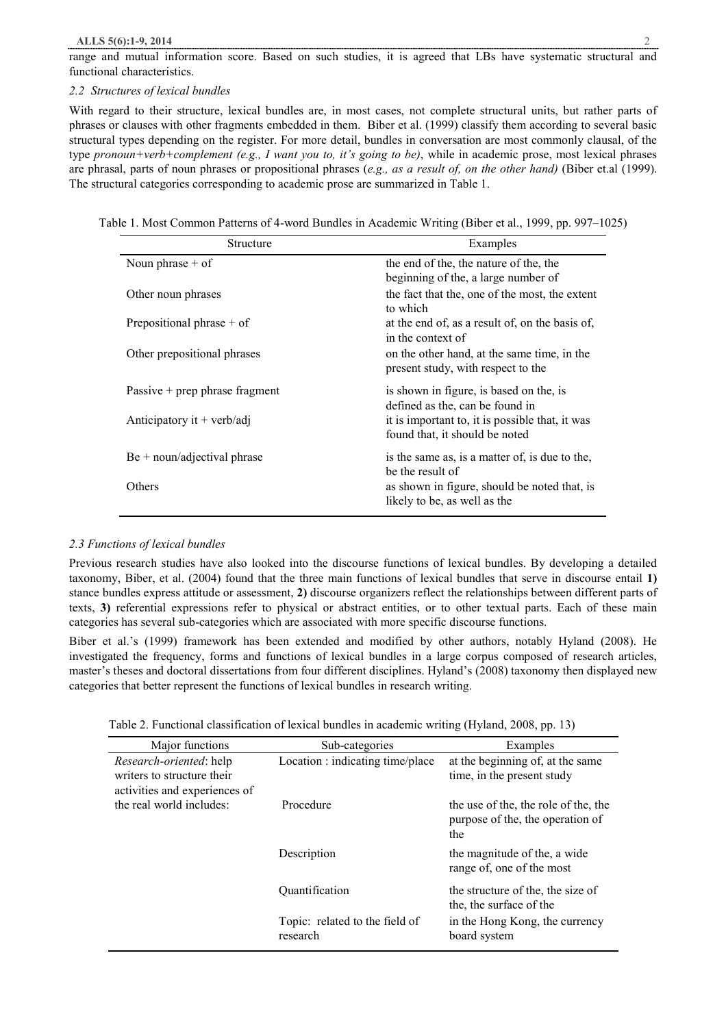range and mutual information score. Based on such studies, it is agreed that LBs have systematic structural and functional characteristics.

### *2.2 Structures of lexical bundles*

With regard to their structure, lexical bundles are, in most cases, not complete structural units, but rather parts of phrases or clauses with other fragments embedded in them. Biber et al. (1999) classify them according to several basic structural types depending on the register. For more detail, bundles in conversation are most commonly clausal, of the type *pronoun+verb+complement (e.g., I want you to, it's going to be)*, while in academic prose, most lexical phrases are phrasal, parts of noun phrases or propositional phrases (*e.g., as a result of, on the other hand)* (Biber et.al (1999). The structural categories corresponding to academic prose are summarized in Table 1.

Table 1. Most Common Patterns of 4-word Bundles in Academic Writing (Biber et al., 1999, pp. 997–1025)

| Structure | Examples |
|---|---|
| Noun phrase + of | the end of the, the nature of the, the beginning of the, a large number of |
| Other noun phrases | the fact that the, one of the most, the extent to which |
| Prepositional phrase + of | at the end of, as a result of, on the basis of, in the context of |
| Other prepositional phrases | on the other hand, at the same time, in the present study, with respect to the |
| Passive + prep phrase fragment | is shown in figure, is based on the, is defined as the, can be found in |
| Anticipatory it + verb/adj | it is important to, it is possible that, it was found that, it should be noted |
| Be + noun/adjectival phrase | is the same as, is a matter of, is due to the, be the result of |
| Others | as shown in figure, should be noted that, is likely to be, as well as the |

### *2.3 Functions of lexical bundles*

Previous research studies have also looked into the discourse functions of lexical bundles. By developing a detailed taxonomy, Biber, et al. (2004) found that the three main functions of lexical bundles that serve in discourse entail **1)** stance bundles express attitude or assessment, **2)** discourse organizers reflect the relationships between different parts of texts, **3)** referential expressions refer to physical or abstract entities, or to other textual parts. Each of these main categories has several sub-categories which are associated with more specific discourse functions.

Biber et al.'s (1999) framework has been extended and modified by other authors, notably Hyland (2008). He investigated the frequency, forms and functions of lexical bundles in a large corpus composed of research articles, master's theses and doctoral dissertations from four different disciplines. Hyland's (2008) taxonomy then displayed new categories that better represent the functions of lexical bundles in research writing.

Table 2. Functional classification of lexical bundles in academic writing (Hyland, 2008, pp. 13)

| Major functions | Sub-categories | Examples |
|---|---|---|
| *Research-oriented*: help writers to structure their activities and experiences of the real world includes: | Location : indicating time/place | at the beginning of, at the same time, in the present study |
| | Procedure | the use of the, the role of the, the purpose of the, the operation of the |
| | Description | the magnitude of the, a wide range of, one of the most |
| | Quantification | the structure of the, the size of the, the surface of the |
| | Topic: related to the field of research | in the Hong Kong, the currency board system |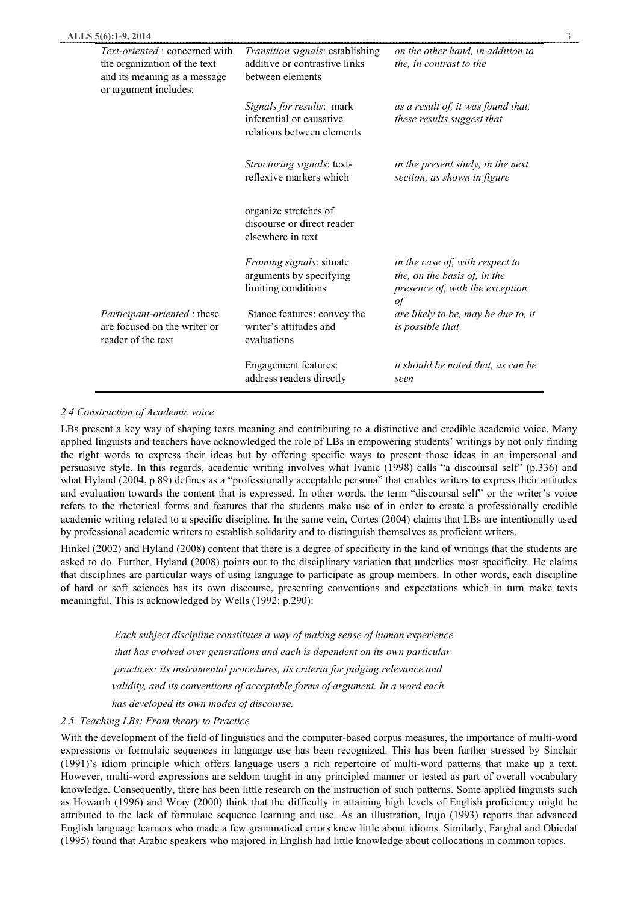| | | |
|---|---|---|
| *Text-oriented* : concerned with the organization of the text and its meaning as a message or argument includes: | *Transition signals*: establishing additive or contrastive links between elements | *on the other hand, in addition to the, in contrast to the* |
| | *Signals for results*: mark inferential or causative relations between elements | *as a result of, it was found that, these results suggest that* |
| | *Structuring signals*: text-reflexive markers which organize stretches of discourse or direct reader elsewhere in text | *in the present study, in the next section, as shown in figure* |
| | *Framing signals*: situate arguments by specifying limiting conditions | *in the case of, with respect to the, on the basis of, in the presence of, with the exception of* |
| *Participant-oriented* : these are focused on the writer or reader of the text | Stance features: convey the writer's attitudes and evaluations | *are likely to be, may be due to, it is possible that* |
| | Engagement features: address readers directly | *it should be noted that, as can be seen* |

### *2.4 Construction of Academic voice*

LBs present a key way of shaping texts meaning and contributing to a distinctive and credible academic voice. Many applied linguists and teachers have acknowledged the role of LBs in empowering students' writings by not only finding the right words to express their ideas but by offering specific ways to present those ideas in an impersonal and persuasive style. In this regards, academic writing involves what Ivanic (1998) calls "a discoursal self" (p.336) and what Hyland (2004, p.89) defines as a "professionally acceptable persona" that enables writers to express their attitudes and evaluation towards the content that is expressed. In other words, the term "discoursal self" or the writer's voice refers to the rhetorical forms and features that the students make use of in order to create a professionally credible academic writing related to a specific discipline. In the same vein, Cortes (2004) claims that LBs are intentionally used by professional academic writers to establish solidarity and to distinguish themselves as proficient writers.

Hinkel (2002) and Hyland (2008) content that there is a degree of specificity in the kind of writings that the students are asked to do. Further, Hyland (2008) points out to the disciplinary variation that underlies most specificity. He claims that disciplines are particular ways of using language to participate as group members. In other words, each discipline of hard or soft sciences has its own discourse, presenting conventions and expectations which in turn make texts meaningful. This is acknowledged by Wells (1992: p.290):

> *Each subject discipline constitutes a way of making sense of human experience that has evolved over generations and each is dependent on its own particular practices: its instrumental procedures, its criteria for judging relevance and validity, and its conventions of acceptable forms of argument. In a word each has developed its own modes of discourse.*

### *2.5 Teaching LBs: From theory to Practice*

With the development of the field of linguistics and the computer-based corpus measures, the importance of multi-word expressions or formulaic sequences in language use has been recognized. This has been further stressed by Sinclair (1991)'s idiom principle which offers language users a rich repertoire of multi-word patterns that make up a text. However, multi-word expressions are seldom taught in any principled manner or tested as part of overall vocabulary knowledge. Consequently, there has been little research on the instruction of such patterns. Some applied linguists such as Howarth (1996) and Wray (2000) think that the difficulty in attaining high levels of English proficiency might be attributed to the lack of formulaic sequence learning and use. As an illustration, Irujo (1993) reports that advanced English language learners who made a few grammatical errors knew little about idioms. Similarly, Farghal and Obiedat (1995) found that Arabic speakers who majored in English had little knowledge about collocations in common topics.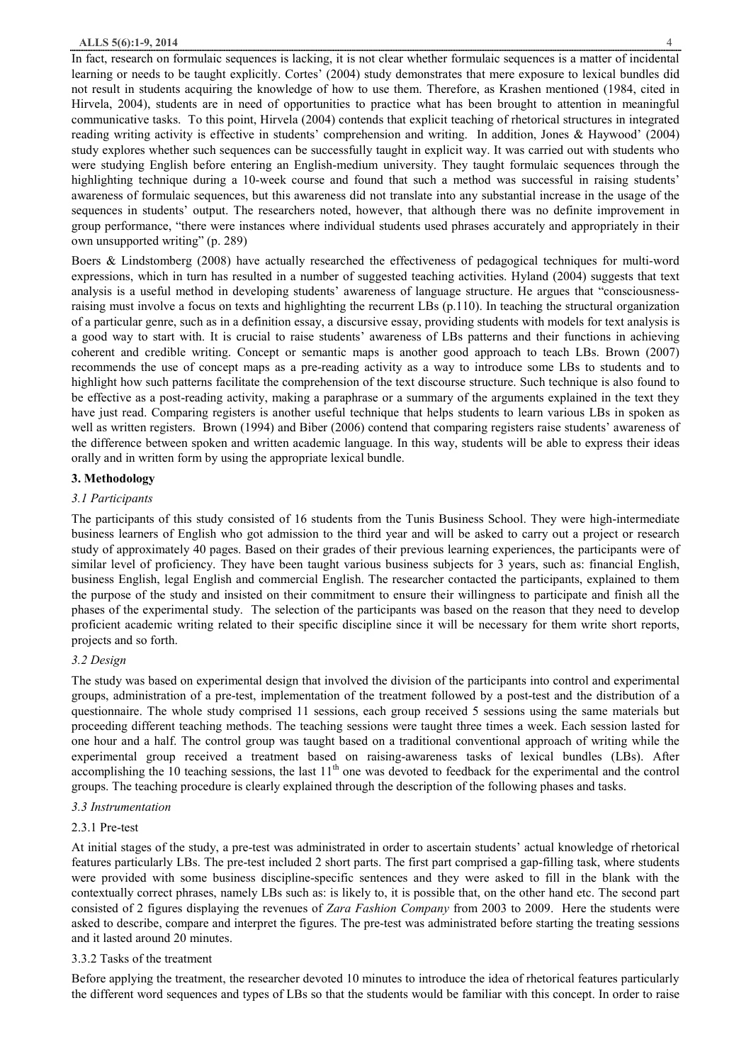In fact, research on formulaic sequences is lacking, it is not clear whether formulaic sequences is a matter of incidental learning or needs to be taught explicitly. Cortes' (2004) study demonstrates that mere exposure to lexical bundles did not result in students acquiring the knowledge of how to use them. Therefore, as Krashen mentioned (1984, cited in Hirvela, 2004), students are in need of opportunities to practice what has been brought to attention in meaningful communicative tasks. To this point, Hirvela (2004) contends that explicit teaching of rhetorical structures in integrated reading writing activity is effective in students' comprehension and writing. In addition, Jones & Haywood' (2004) study explores whether such sequences can be successfully taught in explicit way. It was carried out with students who were studying English before entering an English-medium university. They taught formulaic sequences through the highlighting technique during a 10-week course and found that such a method was successful in raising students' awareness of formulaic sequences, but this awareness did not translate into any substantial increase in the usage of the sequences in students' output. The researchers noted, however, that although there was no definite improvement in group performance, "there were instances where individual students used phrases accurately and appropriately in their own unsupported writing" (p. 289)

Boers & Lindstomberg (2008) have actually researched the effectiveness of pedagogical techniques for multi-word expressions, which in turn has resulted in a number of suggested teaching activities. Hyland (2004) suggests that text analysis is a useful method in developing students' awareness of language structure. He argues that "consciousness-raising must involve a focus on texts and highlighting the recurrent LBs (p.110). In teaching the structural organization of a particular genre, such as in a definition essay, a discursive essay, providing students with models for text analysis is a good way to start with. It is crucial to raise students' awareness of LBs patterns and their functions in achieving coherent and credible writing. Concept or semantic maps is another good approach to teach LBs. Brown (2007) recommends the use of concept maps as a pre-reading activity as a way to introduce some LBs to students and to highlight how such patterns facilitate the comprehension of the text discourse structure. Such technique is also found to be effective as a post-reading activity, making a paraphrase or a summary of the arguments explained in the text they have just read. Comparing registers is another useful technique that helps students to learn various LBs in spoken as well as written registers. Brown (1994) and Biber (2006) contend that comparing registers raise students' awareness of the difference between spoken and written academic language. In this way, students will be able to express their ideas orally and in written form by using the appropriate lexical bundle.

## 3. Methodology

### *3.1 Participants*

The participants of this study consisted of 16 students from the Tunis Business School. They were high-intermediate business learners of English who got admission to the third year and will be asked to carry out a project or research study of approximately 40 pages. Based on their grades of their previous learning experiences, the participants were of similar level of proficiency. They have been taught various business subjects for 3 years, such as: financial English, business English, legal English and commercial English. The researcher contacted the participants, explained to them the purpose of the study and insisted on their commitment to ensure their willingness to participate and finish all the phases of the experimental study. The selection of the participants was based on the reason that they need to develop proficient academic writing related to their specific discipline since it will be necessary for them write short reports, projects and so forth.

### *3.2 Design*

The study was based on experimental design that involved the division of the participants into control and experimental groups, administration of a pre-test, implementation of the treatment followed by a post-test and the distribution of a questionnaire. The whole study comprised 11 sessions, each group received 5 sessions using the same materials but proceeding different teaching methods. The teaching sessions were taught three times a week. Each session lasted for one hour and a half. The control group was taught based on a traditional conventional approach of writing while the experimental group received a treatment based on raising-awareness tasks of lexical bundles (LBs). After accomplishing the 10 teaching sessions, the last 11th one was devoted to feedback for the experimental and the control groups. The teaching procedure is clearly explained through the description of the following phases and tasks.

### *3.3 Instrumentation*

#### 2.3.1 Pre-test

At initial stages of the study, a pre-test was administrated in order to ascertain students' actual knowledge of rhetorical features particularly LBs. The pre-test included 2 short parts. The first part comprised a gap-filling task, where students were provided with some business discipline-specific sentences and they were asked to fill in the blank with the contextually correct phrases, namely LBs such as: is likely to, it is possible that, on the other hand etc. The second part consisted of 2 figures displaying the revenues of *Zara Fashion Company* from 2003 to 2009. Here the students were asked to describe, compare and interpret the figures. The pre-test was administrated before starting the treating sessions and it lasted around 20 minutes.

#### 3.3.2 Tasks of the treatment

Before applying the treatment, the researcher devoted 10 minutes to introduce the idea of rhetorical features particularly the different word sequences and types of LBs so that the students would be familiar with this concept. In order to raise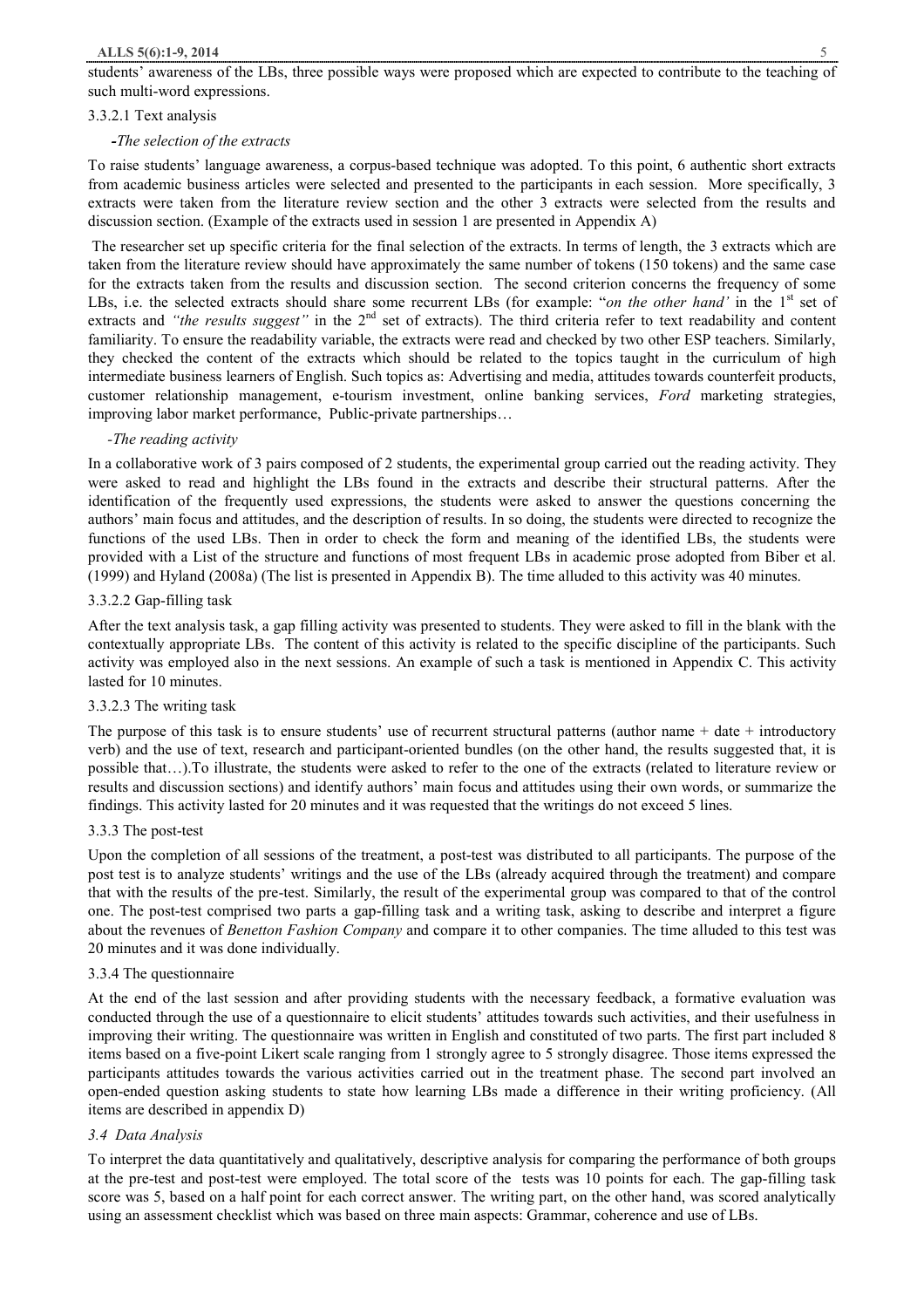students' awareness of the LBs, three possible ways were proposed which are expected to contribute to the teaching of such multi-word expressions.

#### 3.3.2.1 Text analysis

**-***The selection of the extracts*

To raise students' language awareness, a corpus-based technique was adopted. To this point, 6 authentic short extracts from academic business articles were selected and presented to the participants in each session. More specifically, 3 extracts were taken from the literature review section and the other 3 extracts were selected from the results and discussion section. (Example of the extracts used in session 1 are presented in Appendix A)

The researcher set up specific criteria for the final selection of the extracts. In terms of length, the 3 extracts which are taken from the literature review should have approximately the same number of tokens (150 tokens) and the same case for the extracts taken from the results and discussion section. The second criterion concerns the frequency of some LBs, i.e. the selected extracts should share some recurrent LBs (for example: "*on the other hand'* in the 1st set of extracts and *"the results suggest"* in the 2nd set of extracts). The third criteria refer to text readability and content familiarity. To ensure the readability variable, the extracts were read and checked by two other ESP teachers. Similarly, they checked the content of the extracts which should be related to the topics taught in the curriculum of high intermediate business learners of English. Such topics as: Advertising and media, attitudes towards counterfeit products, customer relationship management, e-tourism investment, online banking services, *Ford* marketing strategies, improving labor market performance, Public-private partnerships…

*-The reading activity*

In a collaborative work of 3 pairs composed of 2 students, the experimental group carried out the reading activity. They were asked to read and highlight the LBs found in the extracts and describe their structural patterns. After the identification of the frequently used expressions, the students were asked to answer the questions concerning the authors' main focus and attitudes, and the description of results. In so doing, the students were directed to recognize the functions of the used LBs. Then in order to check the form and meaning of the identified LBs, the students were provided with a List of the structure and functions of most frequent LBs in academic prose adopted from Biber et al. (1999) and Hyland (2008a) (The list is presented in Appendix B). The time alluded to this activity was 40 minutes.

#### 3.3.2.2 Gap-filling task

After the text analysis task, a gap filling activity was presented to students. They were asked to fill in the blank with the contextually appropriate LBs. The content of this activity is related to the specific discipline of the participants. Such activity was employed also in the next sessions. An example of such a task is mentioned in Appendix C. This activity lasted for 10 minutes.

#### 3.3.2.3 The writing task

The purpose of this task is to ensure students' use of recurrent structural patterns (author name + date + introductory verb) and the use of text, research and participant-oriented bundles (on the other hand, the results suggested that, it is possible that…).To illustrate, the students were asked to refer to the one of the extracts (related to literature review or results and discussion sections) and identify authors' main focus and attitudes using their own words, or summarize the findings. This activity lasted for 20 minutes and it was requested that the writings do not exceed 5 lines.

### 3.3.3 The post-test

Upon the completion of all sessions of the treatment, a post-test was distributed to all participants. The purpose of the post test is to analyze students' writings and the use of the LBs (already acquired through the treatment) and compare that with the results of the pre-test. Similarly, the result of the experimental group was compared to that of the control one. The post-test comprised two parts a gap-filling task and a writing task, asking to describe and interpret a figure about the revenues of *Benetton Fashion Company* and compare it to other companies. The time alluded to this test was 20 minutes and it was done individually.

### 3.3.4 The questionnaire

At the end of the last session and after providing students with the necessary feedback, a formative evaluation was conducted through the use of a questionnaire to elicit students' attitudes towards such activities, and their usefulness in improving their writing. The questionnaire was written in English and constituted of two parts. The first part included 8 items based on a five-point Likert scale ranging from 1 strongly agree to 5 strongly disagree. Those items expressed the participants attitudes towards the various activities carried out in the treatment phase. The second part involved an open-ended question asking students to state how learning LBs made a difference in their writing proficiency. (All items are described in appendix D)

## *3.4 Data Analysis*

To interpret the data quantitatively and qualitatively, descriptive analysis for comparing the performance of both groups at the pre-test and post-test were employed. The total score of the tests was 10 points for each. The gap-filling task score was 5, based on a half point for each correct answer. The writing part, on the other hand, was scored analytically using an assessment checklist which was based on three main aspects: Grammar, coherence and use of LBs.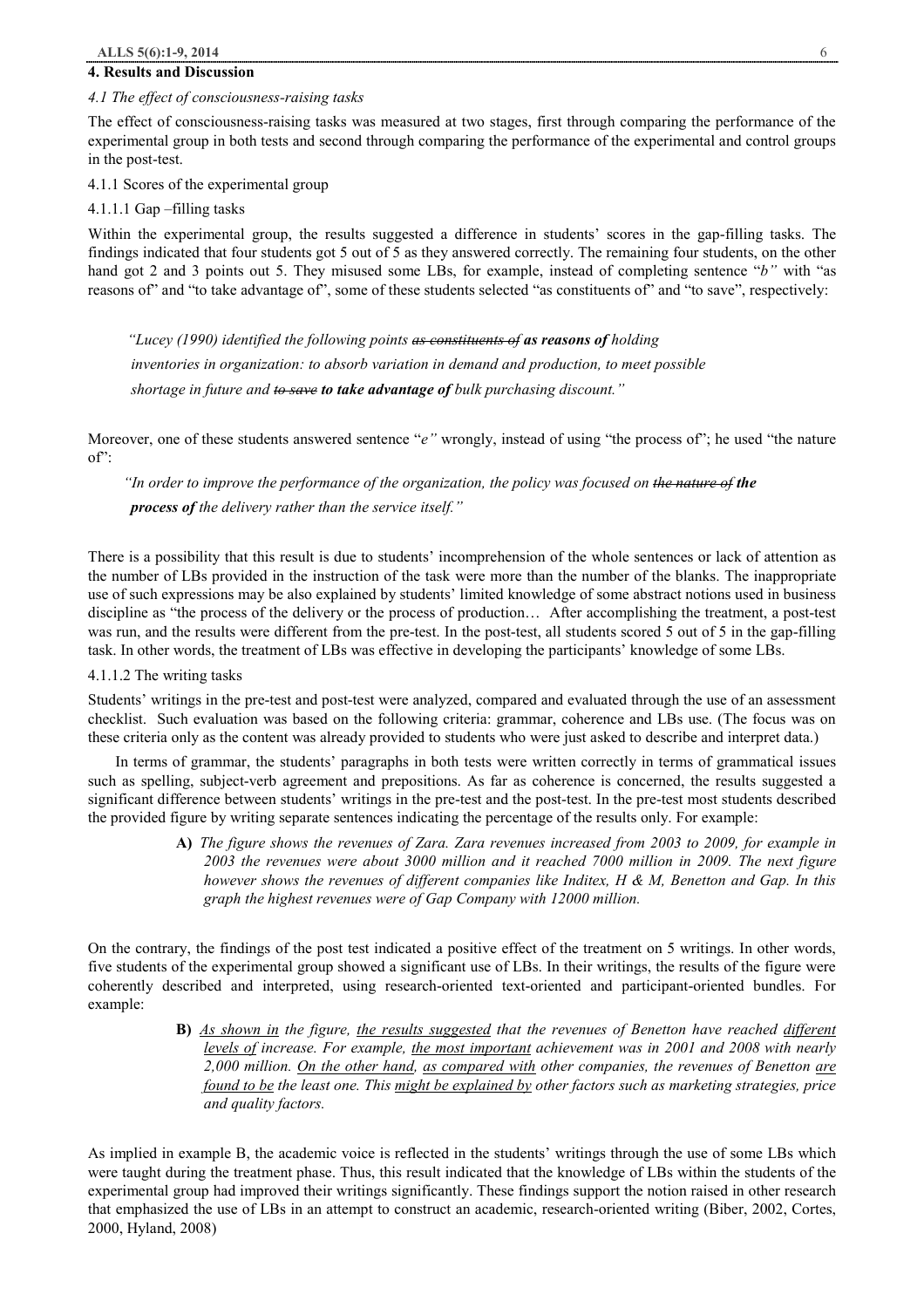## 4. Results and Discussion

### *4.1 The effect of consciousness-raising tasks*

The effect of consciousness-raising tasks was measured at two stages, first through comparing the performance of the experimental group in both tests and second through comparing the performance of the experimental and control groups in the post-test.

#### 4.1.1 Scores of the experimental group

##### 4.1.1.1 Gap –filling tasks

Within the experimental group, the results suggested a difference in students' scores in the gap-filling tasks. The findings indicated that four students got 5 out of 5 as they answered correctly. The remaining four students, on the other hand got 2 and 3 points out 5. They misused some LBs, for example, instead of completing sentence "*b"* with "as reasons of" and "to take advantage of", some of these students selected "as constituents of" and "to save", respectively:

> *"Lucey (1990) identified the following points ~~as constituents of~~ **as reasons of** holding inventories in organization: to absorb variation in demand and production, to meet possible shortage in future and ~~to save~~ **to take advantage of** bulk purchasing discount."*

Moreover, one of these students answered sentence "*e"* wrongly, instead of using "the process of"; he used "the nature of":

> *"In order to improve the performance of the organization, the policy was focused on ~~the nature of~~ **the process of** the delivery rather than the service itself."*

There is a possibility that this result is due to students' incomprehension of the whole sentences or lack of attention as the number of LBs provided in the instruction of the task were more than the number of the blanks. The inappropriate use of such expressions may be also explained by students' limited knowledge of some abstract notions used in business discipline as "the process of the delivery or the process of production… After accomplishing the treatment, a post-test was run, and the results were different from the pre-test. In the post-test, all students scored 5 out of 5 in the gap-filling task. In other words, the treatment of LBs was effective in developing the participants' knowledge of some LBs.

##### 4.1.1.2 The writing tasks

Students' writings in the pre-test and post-test were analyzed, compared and evaluated through the use of an assessment checklist. Such evaluation was based on the following criteria: grammar, coherence and LBs use. (The focus was on these criteria only as the content was already provided to students who were just asked to describe and interpret data.)

In terms of grammar, the students' paragraphs in both tests were written correctly in terms of grammatical issues such as spelling, subject-verb agreement and prepositions. As far as coherence is concerned, the results suggested a significant difference between students' writings in the pre-test and the post-test. In the pre-test most students described the provided figure by writing separate sentences indicating the percentage of the results only. For example:

> **A)** *The figure shows the revenues of Zara. Zara revenues increased from 2003 to 2009, for example in 2003 the revenues were about 3000 million and it reached 7000 million in 2009. The next figure however shows the revenues of different companies like Inditex, H & M, Benetton and Gap. In this graph the highest revenues were of Gap Company with 12000 million.*

On the contrary, the findings of the post test indicated a positive effect of the treatment on 5 writings. In other words, five students of the experimental group showed a significant use of LBs. In their writings, the results of the figure were coherently described and interpreted, using research-oriented text-oriented and participant-oriented bundles. For example:

> **B)** *<u>As shown in</u> the figure, <u>the results suggested</u> that the revenues of Benetton have reached <u>different levels of</u> increase. For example, <u>the most important</u> achievement was in 2001 and 2008 with nearly 2,000 million. <u>On the other hand</u>, <u>as compared with</u> other companies, the revenues of Benetton <u>are found to be</u> the least one. This <u>might be explained by</u> other factors such as marketing strategies, price and quality factors.*

As implied in example B, the academic voice is reflected in the students' writings through the use of some LBs which were taught during the treatment phase. Thus, this result indicated that the knowledge of LBs within the students of the experimental group had improved their writings significantly. These findings support the notion raised in other research that emphasized the use of LBs in an attempt to construct an academic, research-oriented writing (Biber, 2002, Cortes, 2000, Hyland, 2008)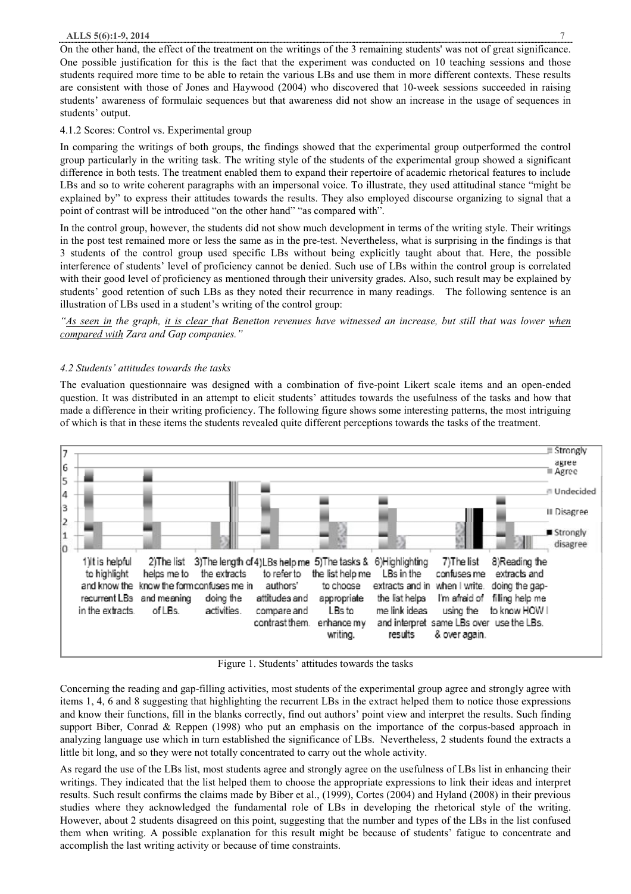On the other hand, the effect of the treatment on the writings of the 3 remaining students' was not of great significance. One possible justification for this is the fact that the experiment was conducted on 10 teaching sessions and those students required more time to be able to retain the various LBs and use them in more different contexts. These results are consistent with those of Jones and Haywood (2004) who discovered that 10-week sessions succeeded in raising students' awareness of formulaic sequences but that awareness did not show an increase in the usage of sequences in students' output.

4.1.2 Scores: Control vs. Experimental group

In comparing the writings of both groups, the findings showed that the experimental group outperformed the control group particularly in the writing task. The writing style of the students of the experimental group showed a significant difference in both tests. The treatment enabled them to expand their repertoire of academic rhetorical features to include LBs and so to write coherent paragraphs with an impersonal voice. To illustrate, they used attitudinal stance "might be explained by" to express their attitudes towards the results. They also employed discourse organizing to signal that a point of contrast will be introduced "on the other hand" "as compared with".

In the control group, however, the students did not show much development in terms of the writing style. Their writings in the post test remained more or less the same as in the pre-test. Nevertheless, what is surprising in the findings is that 3 students of the control group used specific LBs without being explicitly taught about that. Here, the possible interference of students' level of proficiency cannot be denied. Such use of LBs within the control group is correlated with their good level of proficiency as mentioned through their university grades. Also, such result may be explained by students' good retention of such LBs as they noted their recurrence in many readings. The following sentence is an illustration of LBs used in a student's writing of the control group:

*"As seen in the graph, it is clear that Benetton revenues have witnessed an increase, but still that was lower when compared with Zara and Gap companies."*

### *4.2 Students' attitudes towards the tasks*

The evaluation questionnaire was designed with a combination of five-point Likert scale items and an open-ended question. It was distributed in an attempt to elicit students' attitudes towards the usefulness of the tasks and how that made a difference in their writing proficiency. The following figure shows some interesting patterns, the most intriguing of which is that in these items the students revealed quite different perceptions towards the tasks of the treatment.

Figure 1. Students' attitudes towards the tasks

Concerning the reading and gap-filling activities, most students of the experimental group agree and strongly agree with items 1, 4, 6 and 8 suggesting that highlighting the recurrent LBs in the extract helped them to notice those expressions and know their functions, fill in the blanks correctly, find out authors' point view and interpret the results. Such finding support Biber, Conrad & Reppen (1998) who put an emphasis on the importance of the corpus-based approach in analyzing language use which in turn established the significance of LBs. Nevertheless, 2 students found the extracts a little bit long, and so they were not totally concentrated to carry out the whole activity.

As regard the use of the LBs list, most students agree and strongly agree on the usefulness of LBs list in enhancing their writings. They indicated that the list helped them to choose the appropriate expressions to link their ideas and interpret results. Such result confirms the claims made by Biber et al., (1999), Cortes (2004) and Hyland (2008) in their previous studies where they acknowledged the fundamental role of LBs in developing the rhetorical style of the writing. However, about 2 students disagreed on this point, suggesting that the number and types of the LBs in the list confused them when writing. A possible explanation for this result might be because of students' fatigue to concentrate and accomplish the last writing activity or because of time constraints.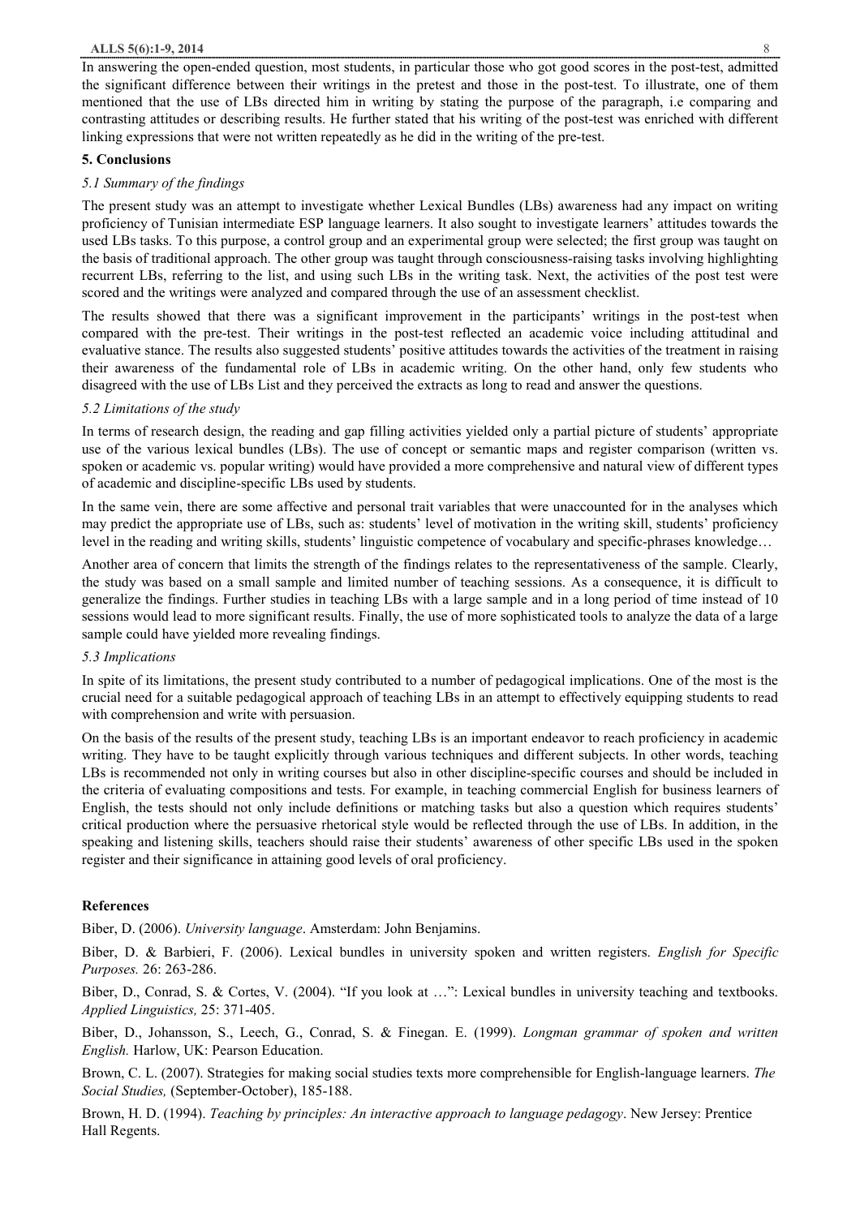In answering the open-ended question, most students, in particular those who got good scores in the post-test, admitted the significant difference between their writings in the pretest and those in the post-test. To illustrate, one of them mentioned that the use of LBs directed him in writing by stating the purpose of the paragraph, i.e comparing and contrasting attitudes or describing results. He further stated that his writing of the post-test was enriched with different linking expressions that were not written repeatedly as he did in the writing of the pre-test.

## 5. Conclusions

### *5.1 Summary of the findings*

The present study was an attempt to investigate whether Lexical Bundles (LBs) awareness had any impact on writing proficiency of Tunisian intermediate ESP language learners. It also sought to investigate learners' attitudes towards the used LBs tasks. To this purpose, a control group and an experimental group were selected; the first group was taught on the basis of traditional approach. The other group was taught through consciousness-raising tasks involving highlighting recurrent LBs, referring to the list, and using such LBs in the writing task. Next, the activities of the post test were scored and the writings were analyzed and compared through the use of an assessment checklist.

The results showed that there was a significant improvement in the participants' writings in the post-test when compared with the pre-test. Their writings in the post-test reflected an academic voice including attitudinal and evaluative stance. The results also suggested students' positive attitudes towards the activities of the treatment in raising their awareness of the fundamental role of LBs in academic writing. On the other hand, only few students who disagreed with the use of LBs List and they perceived the extracts as long to read and answer the questions.

### *5.2 Limitations of the study*

In terms of research design, the reading and gap filling activities yielded only a partial picture of students' appropriate use of the various lexical bundles (LBs). The use of concept or semantic maps and register comparison (written vs. spoken or academic vs. popular writing) would have provided a more comprehensive and natural view of different types of academic and discipline-specific LBs used by students.

In the same vein, there are some affective and personal trait variables that were unaccounted for in the analyses which may predict the appropriate use of LBs, such as: students' level of motivation in the writing skill, students' proficiency level in the reading and writing skills, students' linguistic competence of vocabulary and specific-phrases knowledge…

Another area of concern that limits the strength of the findings relates to the representativeness of the sample. Clearly, the study was based on a small sample and limited number of teaching sessions. As a consequence, it is difficult to generalize the findings. Further studies in teaching LBs with a large sample and in a long period of time instead of 10 sessions would lead to more significant results. Finally, the use of more sophisticated tools to analyze the data of a large sample could have yielded more revealing findings.

### *5.3 Implications*

In spite of its limitations, the present study contributed to a number of pedagogical implications. One of the most is the crucial need for a suitable pedagogical approach of teaching LBs in an attempt to effectively equipping students to read with comprehension and write with persuasion.

On the basis of the results of the present study, teaching LBs is an important endeavor to reach proficiency in academic writing. They have to be taught explicitly through various techniques and different subjects. In other words, teaching LBs is recommended not only in writing courses but also in other discipline-specific courses and should be included in the criteria of evaluating compositions and tests. For example, in teaching commercial English for business learners of English, the tests should not only include definitions or matching tasks but also a question which requires students' critical production where the persuasive rhetorical style would be reflected through the use of LBs. In addition, in the speaking and listening skills, teachers should raise their students' awareness of other specific LBs used in the spoken register and their significance in attaining good levels of oral proficiency.

## References

Biber, D. (2006). *University language*. Amsterdam: John Benjamins.

Biber, D. & Barbieri, F. (2006). Lexical bundles in university spoken and written registers. *English for Specific Purposes.* 26: 263-286.

Biber, D., Conrad, S. & Cortes, V. (2004). "If you look at …": Lexical bundles in university teaching and textbooks. *Applied Linguistics,* 25: 371-405.

Biber, D., Johansson, S., Leech, G., Conrad, S. & Finegan. E. (1999). *Longman grammar of spoken and written English.* Harlow, UK: Pearson Education.

Brown, C. L. (2007). Strategies for making social studies texts more comprehensible for English-language learners. *The Social Studies,* (September-October), 185-188.

Brown, H. D. (1994). *Teaching by principles: An interactive approach to language pedagogy*. New Jersey: Prentice Hall Regents.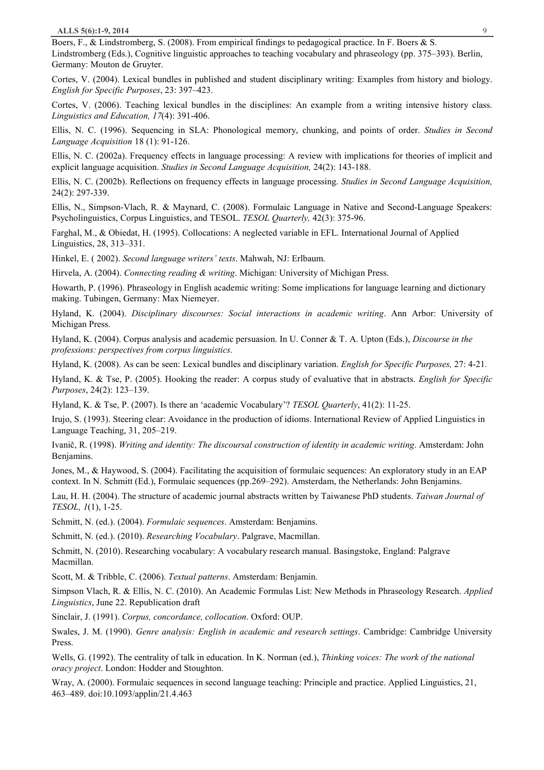Boers, F., & Lindstromberg, S. (2008). From empirical findings to pedagogical practice. In F. Boers & S. Lindstromberg (Eds.), Cognitive linguistic approaches to teaching vocabulary and phraseology (pp. 375–393). Berlin, Germany: Mouton de Gruyter.

Cortes, V. (2004). Lexical bundles in published and student disciplinary writing: Examples from history and biology. *English for Specific Purposes*, 23: 397–423.

Cortes, V. (2006). Teaching lexical bundles in the disciplines: An example from a writing intensive history class. *Linguistics and Education, 17*(4): 391-406.

Ellis, N. C. (1996). Sequencing in SLA: Phonological memory, chunking, and points of order. *Studies in Second Language Acquisition* 18 (1): 91-126.

Ellis, N. C. (2002a). Frequency effects in language processing: A review with implications for theories of implicit and explicit language acquisition. *Studies in Second Language Acquisition,* 24(2): 143-188.

Ellis, N. C. (2002b). Reflections on frequency effects in language processing. *Studies in Second Language Acquisition,* 24(2): 297-339.

Ellis, N., Simpson-Vlach, R. & Maynard, C. (2008). Formulaic Language in Native and Second-Language Speakers: Psycholinguistics, Corpus Linguistics, and TESOL. *TESOL Quarterly,* 42(3): 375-96.

Farghal, M., & Obiedat, H. (1995). Collocations: A neglected variable in EFL. International Journal of Applied Linguistics, 28, 313–331.

Hinkel, E. ( 2002). *Second language writers' texts*. Mahwah, NJ: Erlbaum.

Hirvela, A. (2004). *Connecting reading & writing*. Michigan: University of Michigan Press.

Howarth, P. (1996). Phraseology in English academic writing: Some implications for language learning and dictionary making. Tubingen, Germany: Max Niemeyer.

Hyland, K. (2004). *Disciplinary discourses: Social interactions in academic writing*. Ann Arbor: University of Michigan Press.

Hyland, K. (2004). Corpus analysis and academic persuasion. In U. Conner & T. A. Upton (Eds.), *Discourse in the professions: perspectives from corpus linguistics*.

Hyland, K. (2008). As can be seen: Lexical bundles and disciplinary variation. *English for Specific Purposes,* 27: 4-21.

Hyland, K. & Tse, P. (2005). Hooking the reader: A corpus study of evaluative that in abstracts. *English for Specific Purposes*, 24(2): 123–139.

Hyland, K. & Tse, P. (2007). Is there an 'academic Vocabulary'? *TESOL Quarterly*, 41(2): 11-25.

Irujo, S. (1993). Steering clear: Avoidance in the production of idioms. International Review of Applied Linguistics in Language Teaching, 31, 205–219.

Ivanič, R. (1998). *Writing and identity: The discoursal construction of identity in academic writing*. Amsterdam: John Benjamins.

Jones, M., & Haywood, S. (2004). Facilitating the acquisition of formulaic sequences: An exploratory study in an EAP context. In N. Schmitt (Ed.), Formulaic sequences (pp.269–292). Amsterdam, the Netherlands: John Benjamins.

Lau, H. H. (2004). The structure of academic journal abstracts written by Taiwanese PhD students. *Taiwan Journal of TESOL, 1*(1), 1-25.

Schmitt, N. (ed.). (2004). *Formulaic sequences*. Amsterdam: Benjamins.

Schmitt, N. (ed.). (2010). *Researching Vocabulary*. Palgrave, Macmillan.

Schmitt, N. (2010). Researching vocabulary: A vocabulary research manual. Basingstoke, England: Palgrave Macmillan.

Scott, M. & Tribble, C. (2006). *Textual patterns*. Amsterdam: Benjamin.

Simpson Vlach, R. & Ellis, N. C. (2010). An Academic Formulas List: New Methods in Phraseology Research. *Applied Linguistics*, June 22. Republication draft

Sinclair, J. (1991). *Corpus, concordance, collocation*. Oxford: OUP.

Swales, J. M. (1990). *Genre analysis: English in academic and research settings*. Cambridge: Cambridge University Press.

Wells, G. (1992). The centrality of talk in education. In K. Norman (ed.), *Thinking voices: The work of the national oracy project*. London: Hodder and Stoughton.

Wray, A. (2000). Formulaic sequences in second language teaching: Principle and practice. Applied Linguistics, 21, 463–489. doi:10.1093/applin/21.4.463